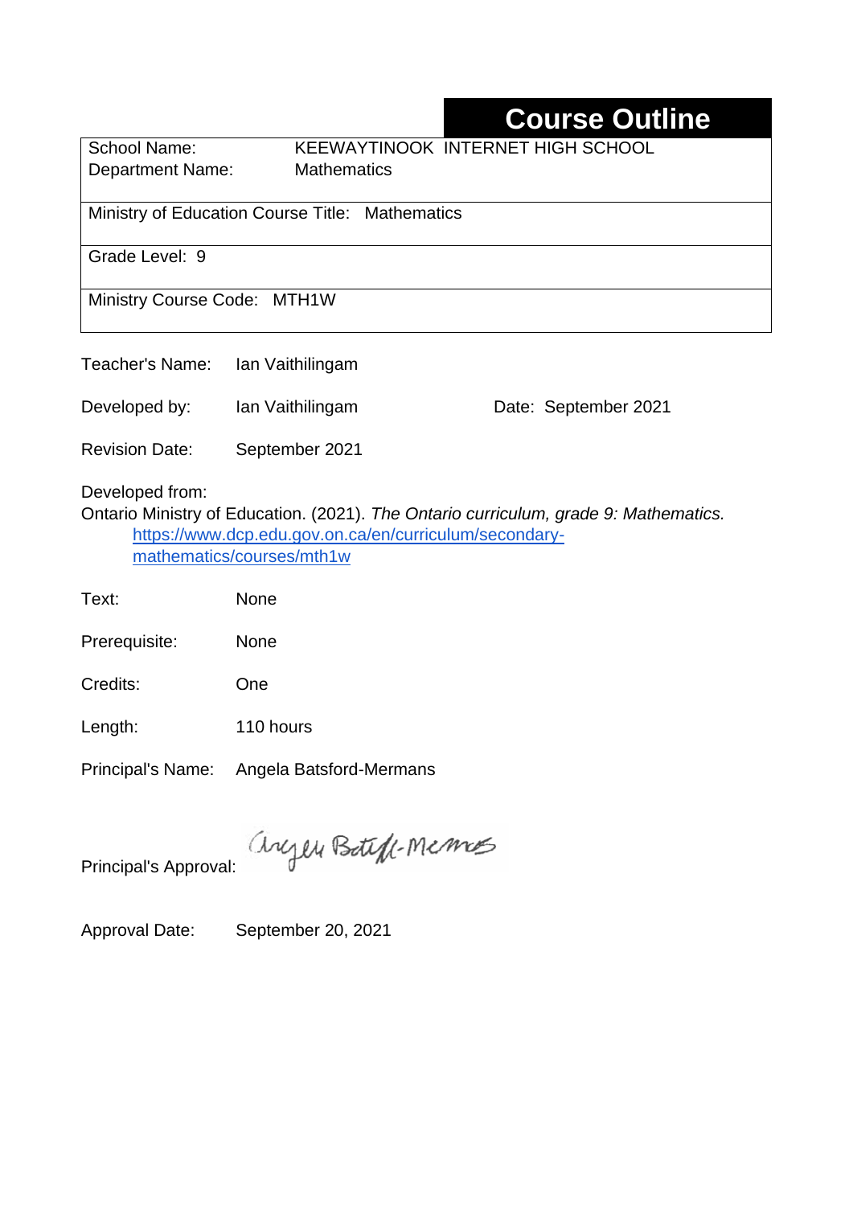# Course Outline

School Name: KEEWAYTINOOK INTERNET HIGH SCHOOL
Department Name: Mathematics

Ministry of Education Course Title: Mathematics

Grade Level: 9

Ministry Course Code: MTH1W

Teacher's Name: Ian Vaithilingam

Developed by: Ian Vaithilingam    Date: September 2021

Revision Date: September 2021

Developed from:
Ontario Ministry of Education. (2021). *The Ontario curriculum, grade 9: Mathematics.* https://www.dcp.edu.gov.on.ca/en/curriculum/secondary-mathematics/courses/mth1w

Text: None

Prerequisite: None

Credits: One

Length: 110 hours

Principal's Name: Angela Batsford-Mermans

Principal's Approval: Angela Batsford-Mermans

Approval Date: September 20, 2021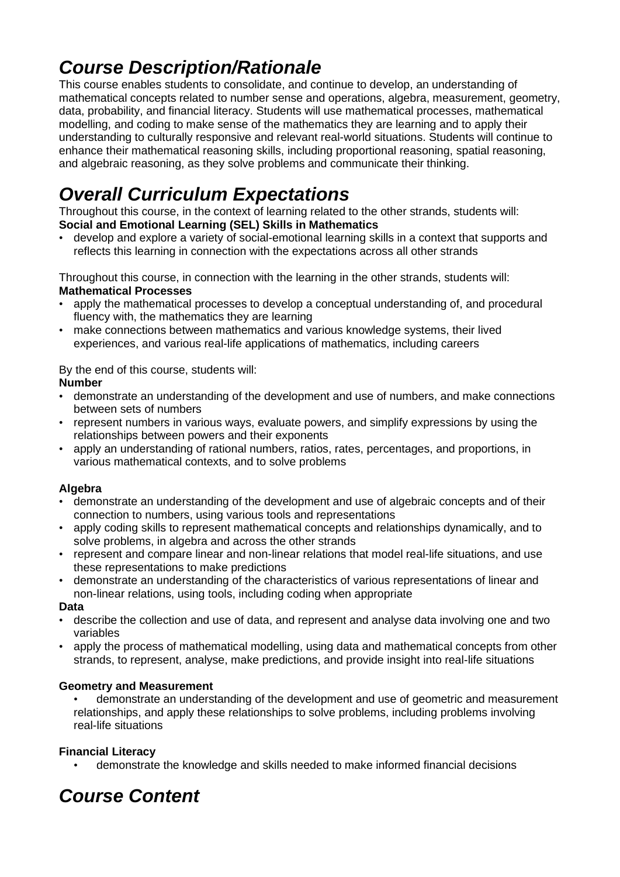# *Course Description/Rationale*

This course enables students to consolidate, and continue to develop, an understanding of mathematical concepts related to number sense and operations, algebra, measurement, geometry, data, probability, and financial literacy. Students will use mathematical processes, mathematical modelling, and coding to make sense of the mathematics they are learning and to apply their understanding to culturally responsive and relevant real-world situations. Students will continue to enhance their mathematical reasoning skills, including proportional reasoning, spatial reasoning, and algebraic reasoning, as they solve problems and communicate their thinking.

# *Overall Curriculum Expectations*

Throughout this course, in the context of learning related to the other strands, students will:

**Social and Emotional Learning (SEL) Skills in Mathematics**

- develop and explore a variety of social-emotional learning skills in a context that supports and reflects this learning in connection with the expectations across all other strands

Throughout this course, in connection with the learning in the other strands, students will:

**Mathematical Processes**

- apply the mathematical processes to develop a conceptual understanding of, and procedural fluency with, the mathematics they are learning
- make connections between mathematics and various knowledge systems, their lived experiences, and various real-life applications of mathematics, including careers

By the end of this course, students will:

**Number**

- demonstrate an understanding of the development and use of numbers, and make connections between sets of numbers
- represent numbers in various ways, evaluate powers, and simplify expressions by using the relationships between powers and their exponents
- apply an understanding of rational numbers, ratios, rates, percentages, and proportions, in various mathematical contexts, and to solve problems

**Algebra**

- demonstrate an understanding of the development and use of algebraic concepts and of their connection to numbers, using various tools and representations
- apply coding skills to represent mathematical concepts and relationships dynamically, and to solve problems, in algebra and across the other strands
- represent and compare linear and non-linear relations that model real-life situations, and use these representations to make predictions
- demonstrate an understanding of the characteristics of various representations of linear and non-linear relations, using tools, including coding when appropriate

**Data**

- describe the collection and use of data, and represent and analyse data involving one and two variables
- apply the process of mathematical modelling, using data and mathematical concepts from other strands, to represent, analyse, make predictions, and provide insight into real-life situations

**Geometry and Measurement**

- demonstrate an understanding of the development and use of geometric and measurement relationships, and apply these relationships to solve problems, including problems involving real-life situations

**Financial Literacy**

- demonstrate the knowledge and skills needed to make informed financial decisions

# *Course Content*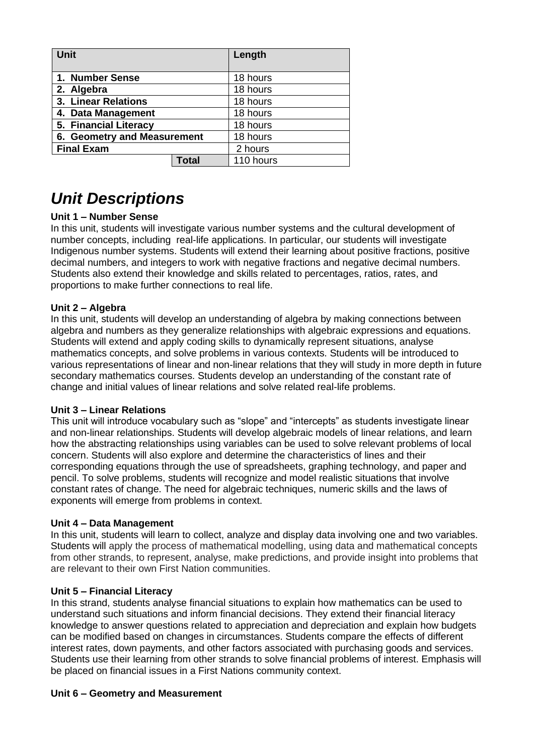| Unit | | Length |
|---|---|---|
| **1. Number Sense** | | 18 hours |
| **2. Algebra** | | 18 hours |
| **3. Linear Relations** | | 18 hours |
| **4. Data Management** | | 18 hours |
| **5. Financial Literacy** | | 18 hours |
| **6. Geometry and Measurement** | | 18 hours |
| **Final Exam** | | 2 hours |
| | **Total** | 110 hours |

# *Unit Descriptions*

**Unit 1 – Number Sense**

In this unit, students will investigate various number systems and the cultural development of number concepts, including real-life applications. In particular, our students will investigate Indigenous number systems. Students will extend their learning about positive fractions, positive decimal numbers, and integers to work with negative fractions and negative decimal numbers. Students also extend their knowledge and skills related to percentages, ratios, rates, and proportions to make further connections to real life.

**Unit 2 – Algebra**

In this unit, students will develop an understanding of algebra by making connections between algebra and numbers as they generalize relationships with algebraic expressions and equations. Students will extend and apply coding skills to dynamically represent situations, analyse mathematics concepts, and solve problems in various contexts. Students will be introduced to various representations of linear and non-linear relations that they will study in more depth in future secondary mathematics courses. Students develop an understanding of the constant rate of change and initial values of linear relations and solve related real-life problems.

**Unit 3 – Linear Relations**

This unit will introduce vocabulary such as "slope" and "intercepts" as students investigate linear and non-linear relationships. Students will develop algebraic models of linear relations, and learn how the abstracting relationships using variables can be used to solve relevant problems of local concern. Students will also explore and determine the characteristics of lines and their corresponding equations through the use of spreadsheets, graphing technology, and paper and pencil. To solve problems, students will recognize and model realistic situations that involve constant rates of change. The need for algebraic techniques, numeric skills and the laws of exponents will emerge from problems in context.

**Unit 4 – Data Management**

In this unit, students will learn to collect, analyze and display data involving one and two variables. Students will apply the process of mathematical modelling, using data and mathematical concepts from other strands, to represent, analyse, make predictions, and provide insight into problems that are relevant to their own First Nation communities.

**Unit 5 – Financial Literacy**

In this strand, students analyse financial situations to explain how mathematics can be used to understand such situations and inform financial decisions. They extend their financial literacy knowledge to answer questions related to appreciation and depreciation and explain how budgets can be modified based on changes in circumstances. Students compare the effects of different interest rates, down payments, and other factors associated with purchasing goods and services. Students use their learning from other strands to solve financial problems of interest. Emphasis will be placed on financial issues in a First Nations community context.

**Unit 6 – Geometry and Measurement**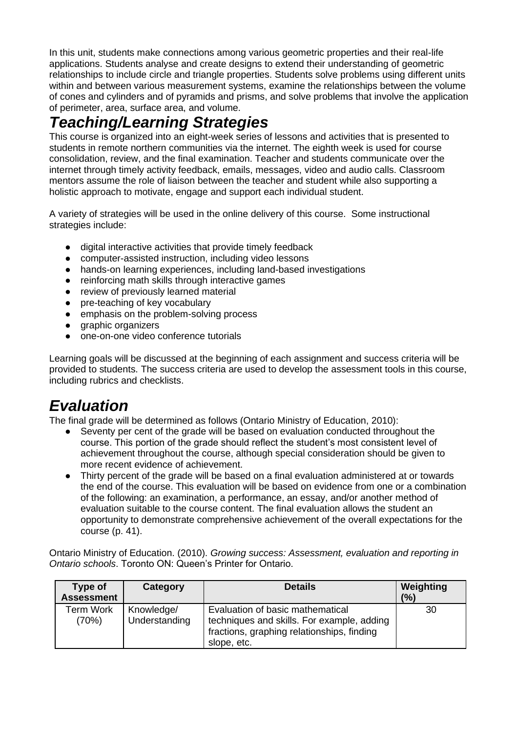In this unit, students make connections among various geometric properties and their real-life applications. Students analyse and create designs to extend their understanding of geometric relationships to include circle and triangle properties. Students solve problems using different units within and between various measurement systems, examine the relationships between the volume of cones and cylinders and of pyramids and prisms, and solve problems that involve the application of perimeter, area, surface area, and volume.

## *Teaching/Learning Strategies*

This course is organized into an eight-week series of lessons and activities that is presented to students in remote northern communities via the internet. The eighth week is used for course consolidation, review, and the final examination. Teacher and students communicate over the internet through timely activity feedback, emails, messages, video and audio calls. Classroom mentors assume the role of liaison between the teacher and student while also supporting a holistic approach to motivate, engage and support each individual student.

A variety of strategies will be used in the online delivery of this course. Some instructional strategies include:

- digital interactive activities that provide timely feedback
- computer-assisted instruction, including video lessons
- hands-on learning experiences, including land-based investigations
- reinforcing math skills through interactive games
- review of previously learned material
- pre-teaching of key vocabulary
- emphasis on the problem-solving process
- graphic organizers
- one-on-one video conference tutorials

Learning goals will be discussed at the beginning of each assignment and success criteria will be provided to students. The success criteria are used to develop the assessment tools in this course, including rubrics and checklists.

## *Evaluation*

The final grade will be determined as follows (Ontario Ministry of Education, 2010):

- Seventy per cent of the grade will be based on evaluation conducted throughout the course. This portion of the grade should reflect the student's most consistent level of achievement throughout the course, although special consideration should be given to more recent evidence of achievement.
- Thirty percent of the grade will be based on a final evaluation administered at or towards the end of the course. This evaluation will be based on evidence from one or a combination of the following: an examination, a performance, an essay, and/or another method of evaluation suitable to the course content. The final evaluation allows the student an opportunity to demonstrate comprehensive achievement of the overall expectations for the course (p. 41).

Ontario Ministry of Education. (2010). *Growing success: Assessment, evaluation and reporting in Ontario schools*. Toronto ON: Queen's Printer for Ontario.

| Type of Assessment | Category | Details | Weighting (%) |
|---|---|---|---|
| Term Work (70%) | Knowledge/ Understanding | Evaluation of basic mathematical techniques and skills. For example, adding fractions, graphing relationships, finding slope, etc. | 30 |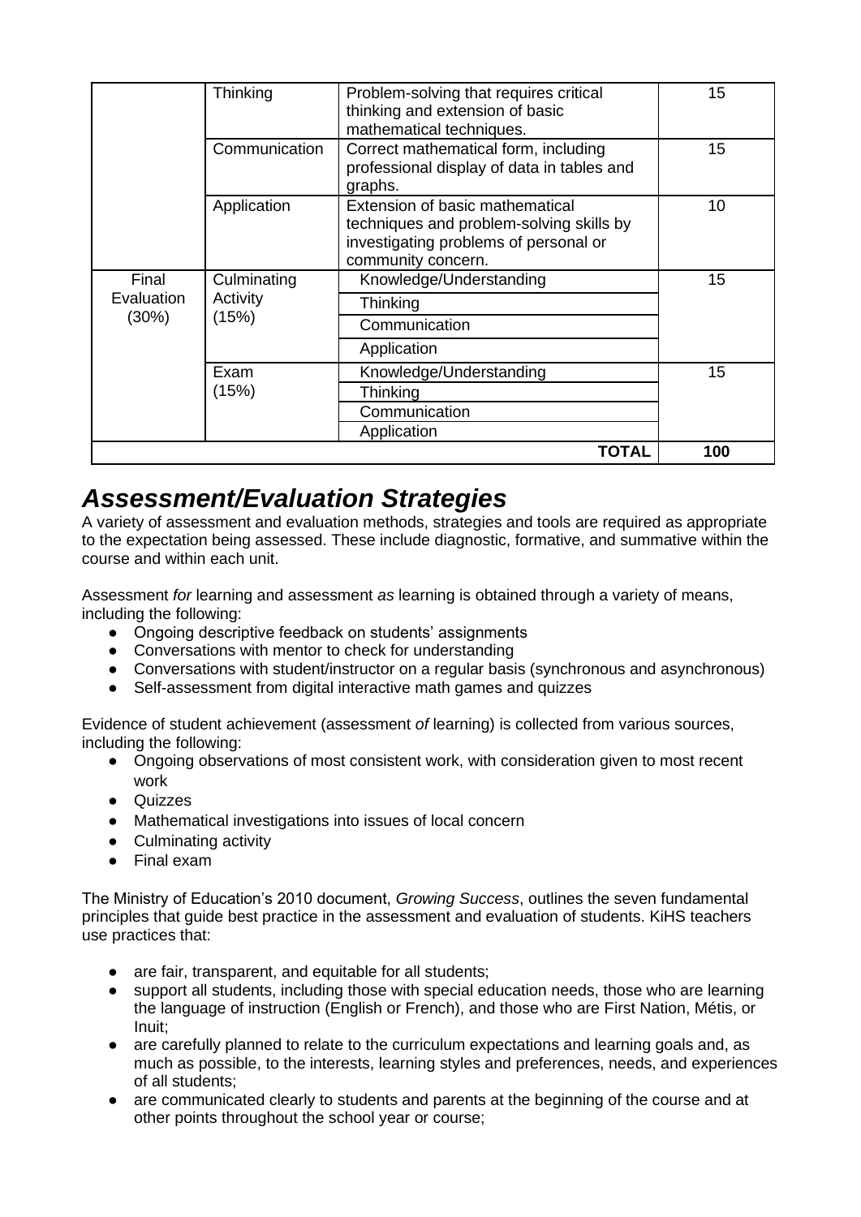| | | | |
|---|---|---|---|
| | Thinking | Problem-solving that requires critical thinking and extension of basic mathematical techniques. | 15 |
| | Communication | Correct mathematical form, including professional display of data in tables and graphs. | 15 |
| | Application | Extension of basic mathematical techniques and problem-solving skills by investigating problems of personal or community concern. | 10 |
| Final Evaluation (30%) | Culminating Activity (15%) | Knowledge/Understanding | 15 |
| | | Thinking | |
| | | Communication | |
| | | Application | |
| | Exam (15%) | Knowledge/Understanding | 15 |
| | | Thinking | |
| | | Communication | |
| | | Application | |
| | | **TOTAL** | **100** |

## *Assessment/Evaluation Strategies*

A variety of assessment and evaluation methods, strategies and tools are required as appropriate to the expectation being assessed. These include diagnostic, formative, and summative within the course and within each unit.

Assessment *for* learning and assessment *as* learning is obtained through a variety of means, including the following:

- Ongoing descriptive feedback on students' assignments
- Conversations with mentor to check for understanding
- Conversations with student/instructor on a regular basis (synchronous and asynchronous)
- Self-assessment from digital interactive math games and quizzes

Evidence of student achievement (assessment *of* learning) is collected from various sources, including the following:

- Ongoing observations of most consistent work, with consideration given to most recent work
- Quizzes
- Mathematical investigations into issues of local concern
- Culminating activity
- Final exam

The Ministry of Education's 2010 document, *Growing Success*, outlines the seven fundamental principles that guide best practice in the assessment and evaluation of students. KiHS teachers use practices that:

- are fair, transparent, and equitable for all students;
- support all students, including those with special education needs, those who are learning the language of instruction (English or French), and those who are First Nation, Métis, or Inuit;
- are carefully planned to relate to the curriculum expectations and learning goals and, as much as possible, to the interests, learning styles and preferences, needs, and experiences of all students;
- are communicated clearly to students and parents at the beginning of the course and at other points throughout the school year or course;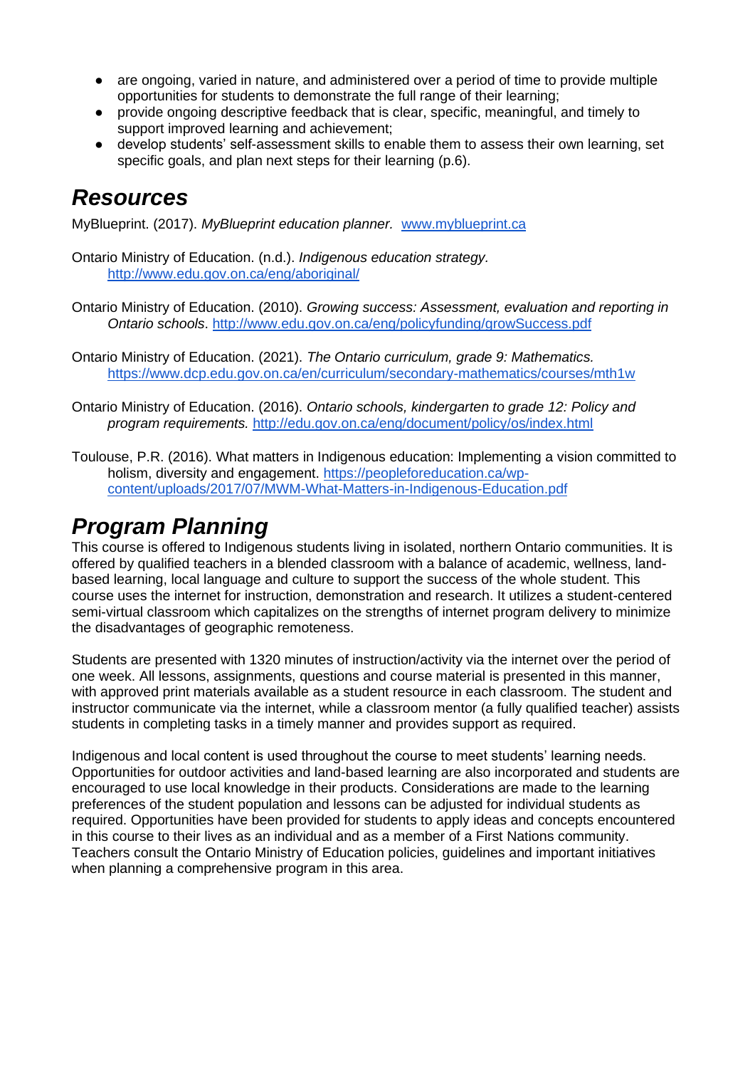- are ongoing, varied in nature, and administered over a period of time to provide multiple opportunities for students to demonstrate the full range of their learning;
- provide ongoing descriptive feedback that is clear, specific, meaningful, and timely to support improved learning and achievement;
- develop students' self-assessment skills to enable them to assess their own learning, set specific goals, and plan next steps for their learning (p.6).

## *Resources*

MyBlueprint. (2017). *MyBlueprint education planner.* [www.myblueprint.ca](http://www.myblueprint.ca)

Ontario Ministry of Education. (n.d.). *Indigenous education strategy.* [http://www.edu.gov.on.ca/eng/aboriginal/](http://www.edu.gov.on.ca/eng/aboriginal/)

Ontario Ministry of Education. (2010). *Growing success: Assessment, evaluation and reporting in Ontario schools*. [http://www.edu.gov.on.ca/eng/policyfunding/growSuccess.pdf](http://www.edu.gov.on.ca/eng/policyfunding/growSuccess.pdf)

Ontario Ministry of Education. (2021). *The Ontario curriculum, grade 9: Mathematics.* [https://www.dcp.edu.gov.on.ca/en/curriculum/secondary-mathematics/courses/mth1w](https://www.dcp.edu.gov.on.ca/en/curriculum/secondary-mathematics/courses/mth1w)

Ontario Ministry of Education. (2016). *Ontario schools, kindergarten to grade 12: Policy and program requirements.* [http://edu.gov.on.ca/eng/document/policy/os/index.html](http://edu.gov.on.ca/eng/document/policy/os/index.html)

Toulouse, P.R. (2016). What matters in Indigenous education: Implementing a vision committed to holism, diversity and engagement. [https://peopleforeducation.ca/wp-content/uploads/2017/07/MWM-What-Matters-in-Indigenous-Education.pdf](https://peopleforeducation.ca/wp-content/uploads/2017/07/MWM-What-Matters-in-Indigenous-Education.pdf)

## *Program Planning*

This course is offered to Indigenous students living in isolated, northern Ontario communities. It is offered by qualified teachers in a blended classroom with a balance of academic, wellness, land-based learning, local language and culture to support the success of the whole student. This course uses the internet for instruction, demonstration and research. It utilizes a student-centered semi-virtual classroom which capitalizes on the strengths of internet program delivery to minimize the disadvantages of geographic remoteness.

Students are presented with 1320 minutes of instruction/activity via the internet over the period of one week. All lessons, assignments, questions and course material is presented in this manner, with approved print materials available as a student resource in each classroom. The student and instructor communicate via the internet, while a classroom mentor (a fully qualified teacher) assists students in completing tasks in a timely manner and provides support as required.

Indigenous and local content is used throughout the course to meet students' learning needs. Opportunities for outdoor activities and land-based learning are also incorporated and students are encouraged to use local knowledge in their products. Considerations are made to the learning preferences of the student population and lessons can be adjusted for individual students as required. Opportunities have been provided for students to apply ideas and concepts encountered in this course to their lives as an individual and as a member of a First Nations community. Teachers consult the Ontario Ministry of Education policies, guidelines and important initiatives when planning a comprehensive program in this area.